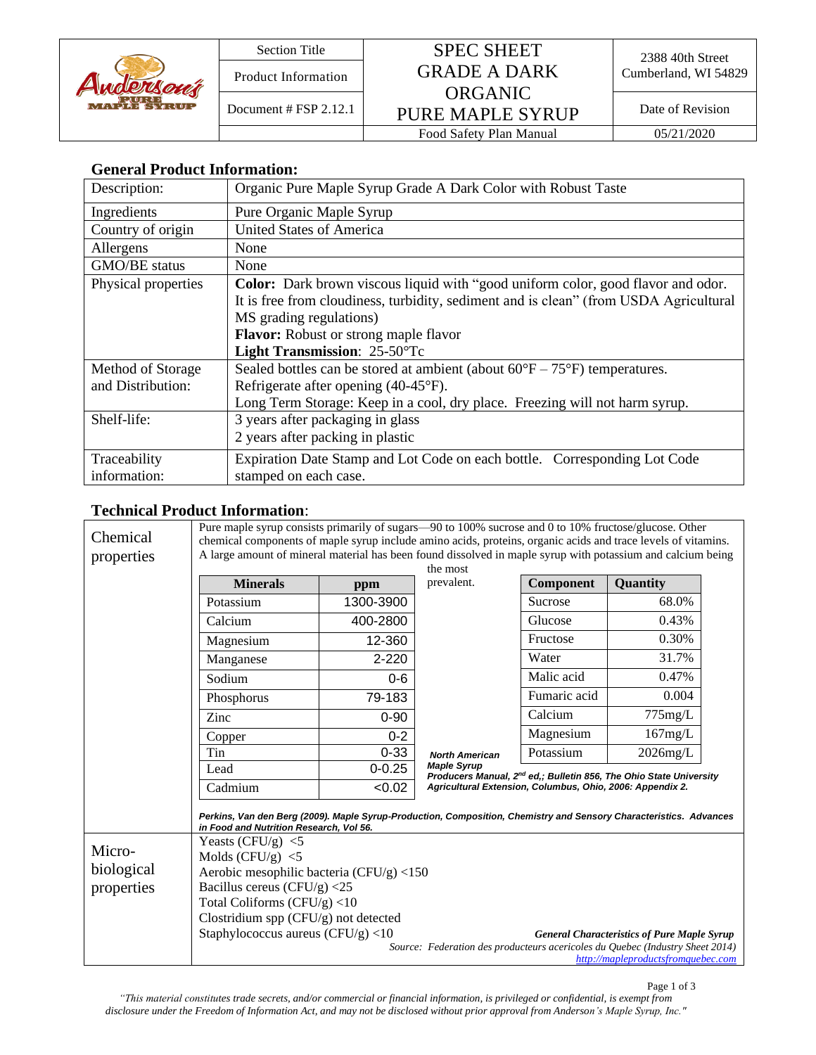| Anderson's Pure Maple Syrup | Section Title | SPEC SHEET GRADE A DARK ORGANIC PURE MAPLE SYRUP | 2388 40th Street Cumberland, WI 54829 |
|---|---|---|---|
| | Product Information | | |
| | Document # FSP 2.12.1 | | Date of Revision |
| | | Food Safety Plan Manual | 05/21/2020 |

## General Product Information:

| Description: | Organic Pure Maple Syrup Grade A Dark Color with Robust Taste |
|---|---|
| Ingredients | Pure Organic Maple Syrup |
| Country of origin | United States of America |
| Allergens | None |
| GMO/BE status | None |
| Physical properties | **Color:** Dark brown viscous liquid with "good uniform color, good flavor and odor. It is free from cloudiness, turbidity, sediment and is clean" (from USDA Agricultural MS grading regulations)<br>**Flavor:** Robust or strong maple flavor<br>**Light Transmission**: 25-50°Tc |
| Method of Storage and Distribution: | Sealed bottles can be stored at ambient (about 60°F – 75°F) temperatures.<br>Refrigerate after opening (40-45°F).<br>Long Term Storage: Keep in a cool, dry place. Freezing will not harm syrup. |
| Shelf-life: | 3 years after packaging in glass<br>2 years after packing in plastic |
| Traceability information: | Expiration Date Stamp and Lot Code on each bottle. Corresponding Lot Code stamped on each case. |

## Technical Product Information:

### Chemical properties

Pure maple syrup consists primarily of sugars—90 to 100% sucrose and 0 to 10% fructose/glucose. Other chemical components of maple syrup include amino acids, proteins, organic acids and trace levels of vitamins. A large amount of mineral material has been found dissolved in maple syrup with potassium and calcium being the most prevalent.

| Minerals | ppm |
|---|---|
| Potassium | 1300-3900 |
| Calcium | 400-2800 |
| Magnesium | 12-360 |
| Manganese | 2-220 |
| Sodium | 0-6 |
| Phosphorus | 79-183 |
| Zinc | 0-90 |
| Copper | 0-2 |
| Tin | 0-33 |
| Lead | 0-0.25 |
| Cadmium | <0.02 |

| Component | Quantity |
|---|---|
| Sucrose | 68.0% |
| Glucose | 0.43% |
| Fructose | 0.30% |
| Water | 31.7% |
| Malic acid | 0.47% |
| Fumaric acid | 0.004 |
| Calcium | 775mg/L |
| Magnesium | 167mg/L |
| Potassium | 2026mg/L |

***North American Maple Syrup Producers Manual, 2nd ed,; Bulletin 856, The Ohio State University Agricultural Extension, Columbus, Ohio, 2006: Appendix 2.***

***Perkins, Van den Berg (2009). Maple Syrup-Production, Composition, Chemistry and Sensory Characteristics. Advances in Food and Nutrition Research, Vol 56.***

### Micro-biological properties

Yeasts (CFU/g) <5
Molds (CFU/g) <5
Aerobic mesophilic bacteria (CFU/g) <150
Bacillus cereus (CFU/g) <25
Total Coliforms (CFU/g) <10
Clostridium spp (CFU/g) not detected
Staphylococcus aureus (CFU/g) <10

***General Characteristics of Pure Maple Syrup***
*Source: Federation des producteurs acericoles du Quebec (Industry Sheet 2014)*
http://mapleproductsfromquebec.com

*"This material constitutes trade secrets, and/or commercial or financial information, is privileged or confidential, is exempt from disclosure under the Freedom of Information Act, and may not be disclosed without prior approval from Anderson's Maple Syrup, Inc."*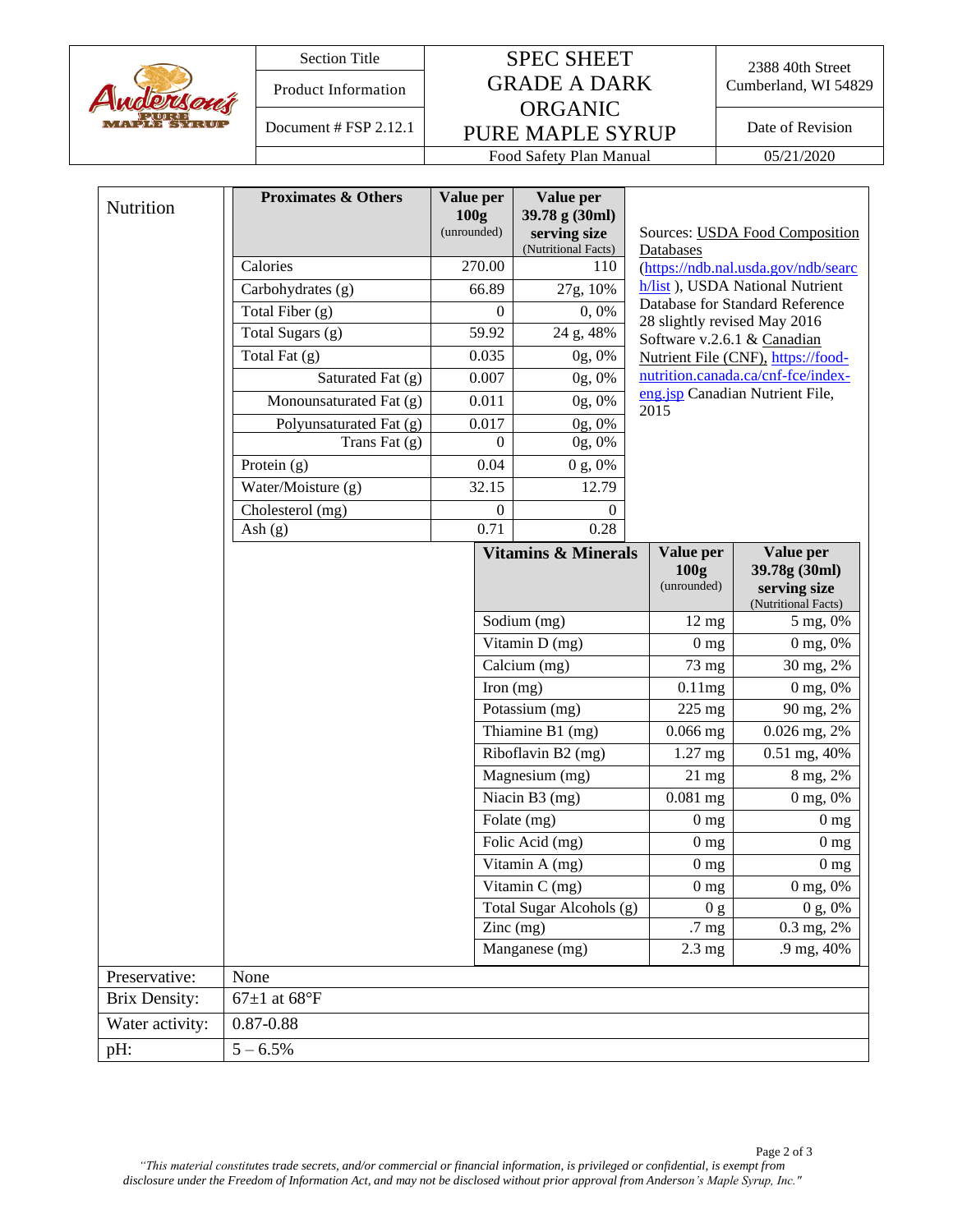| | Section Title | SPEC SHEET GRADE A DARK ORGANIC PURE MAPLE SYRUP | 2388 40th Street Cumberland, WI 54829 |
|---|---|---|---|
| Anderson's Pure Maple Syrup | Product Information | | |
| | Document # FSP 2.12.1 | | Date of Revision |
| | | Food Safety Plan Manual | 05/21/2020 |

**Nutrition**

| Proximates & Others | Value per 100g (unrounded) | Value per 39.78 g (30ml) serving size (Nutritional Facts) |
|---|---|---|
| Calories | 270.00 | 110 |
| Carbohydrates (g) | 66.89 | 27g, 10% |
| Total Fiber (g) | 0 | 0, 0% |
| Total Sugars (g) | 59.92 | 24 g, 48% |
| Total Fat (g) | 0.035 | 0g, 0% |
| Saturated Fat (g) | 0.007 | 0g, 0% |
| Monounsaturated Fat (g) | 0.011 | 0g, 0% |
| Polyunsaturated Fat (g) | 0.017 | 0g, 0% |
| Trans Fat (g) | 0 | 0g, 0% |
| Protein (g) | 0.04 | 0 g, 0% |
| Water/Moisture (g) | 32.15 | 12.79 |
| Cholesterol (mg) | 0 | 0 |
| Ash (g) | 0.71 | 0.28 |

Sources: USDA Food Composition Databases (https://ndb.nal.usda.gov/ndb/search/list ), USDA National Nutrient Database for Standard Reference 28 slightly revised May 2016 Software v.2.6.1 & Canadian Nutrient File (CNF), https://food-nutrition.canada.ca/cnf-fce/index-eng.jsp Canadian Nutrient File, 2015

| Vitamins & Minerals | Value per 100g (unrounded) | Value per 39.78g (30ml) serving size (Nutritional Facts) |
|---|---|---|
| Sodium (mg) | 12 mg | 5 mg, 0% |
| Vitamin D (mg) | 0 mg | 0 mg, 0% |
| Calcium (mg) | 73 mg | 30 mg, 2% |
| Iron (mg) | 0.11mg | 0 mg, 0% |
| Potassium (mg) | 225 mg | 90 mg, 2% |
| Thiamine B1 (mg) | 0.066 mg | 0.026 mg, 2% |
| Riboflavin B2 (mg) | 1.27 mg | 0.51 mg, 40% |
| Magnesium (mg) | 21 mg | 8 mg, 2% |
| Niacin B3 (mg) | 0.081 mg | 0 mg, 0% |
| Folate (mg) | 0 mg | 0 mg |
| Folic Acid (mg) | 0 mg | 0 mg |
| Vitamin A (mg) | 0 mg | 0 mg |
| Vitamin C (mg) | 0 mg | 0 mg, 0% |
| Total Sugar Alcohols (g) | 0 g | 0 g, 0% |
| Zinc (mg) | .7 mg | 0.3 mg, 2% |
| Manganese (mg) | 2.3 mg | .9 mg, 40% |

| | |
|---|---|
| Preservative: | None |
| Brix Density: | 67±1 at 68°F |
| Water activity: | 0.87-0.88 |
| pH: | 5 – 6.5% |

*"This material constitutes trade secrets, and/or commercial or financial information, is privileged or confidential, is exempt from disclosure under the Freedom of Information Act, and may not be disclosed without prior approval from Anderson's Maple Syrup, Inc."*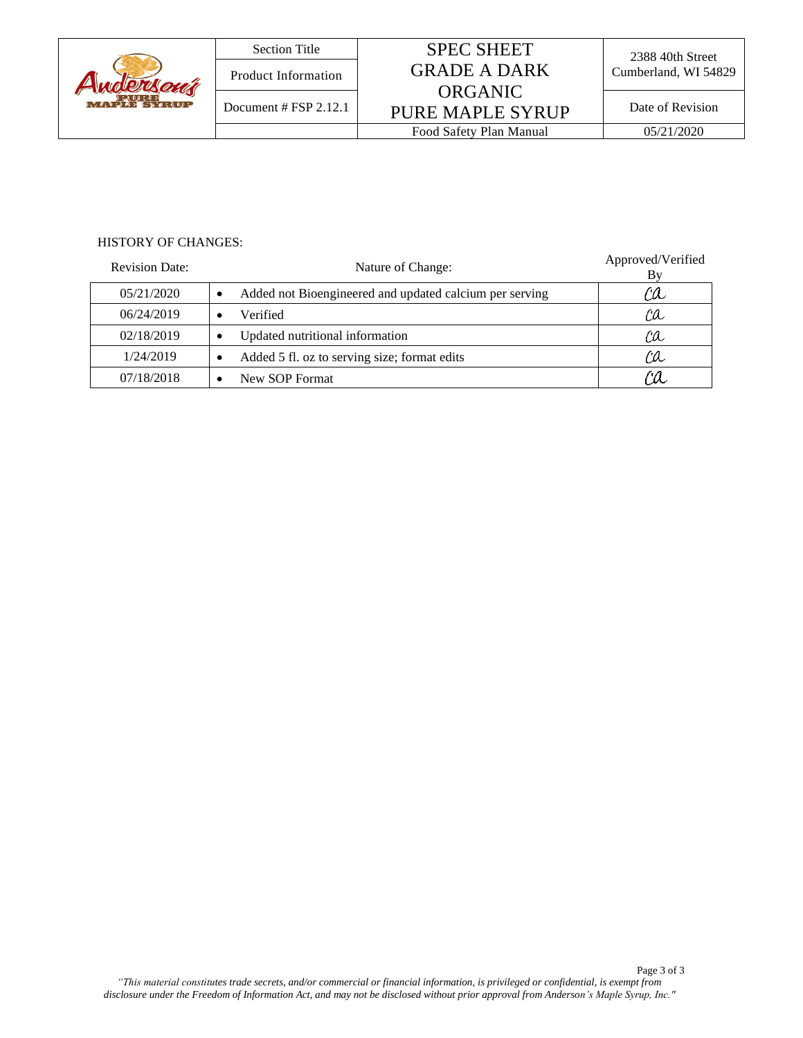| | Section Title | SPEC SHEET GRADE A DARK ORGANIC PURE MAPLE SYRUP | 2388 40th Street Cumberland, WI 54829 |
|---|---|---|---|
| Anderson's PURE MAPLE SYRUP | Product Information | | |
| | Document # FSP 2.12.1 | | Date of Revision |
| | | Food Safety Plan Manual | 05/21/2020 |

HISTORY OF CHANGES:

| Revision Date: | Nature of Change: | Approved/Verified By |
|---|---|---|
| 05/21/2020 | • Added not Bioengineered and updated calcium per serving | CA |
| 06/24/2019 | • Verified | CA |
| 02/18/2019 | • Updated nutritional information | CA |
| 1/24/2019 | • Added 5 fl. oz to serving size; format edits | CA |
| 07/18/2018 | • New SOP Format | CA |

*"This material constitutes trade secrets, and/or commercial or financial information, is privileged or confidential, is exempt from disclosure under the Freedom of Information Act, and may not be disclosed without prior approval from Anderson's Maple Syrup, Inc."*